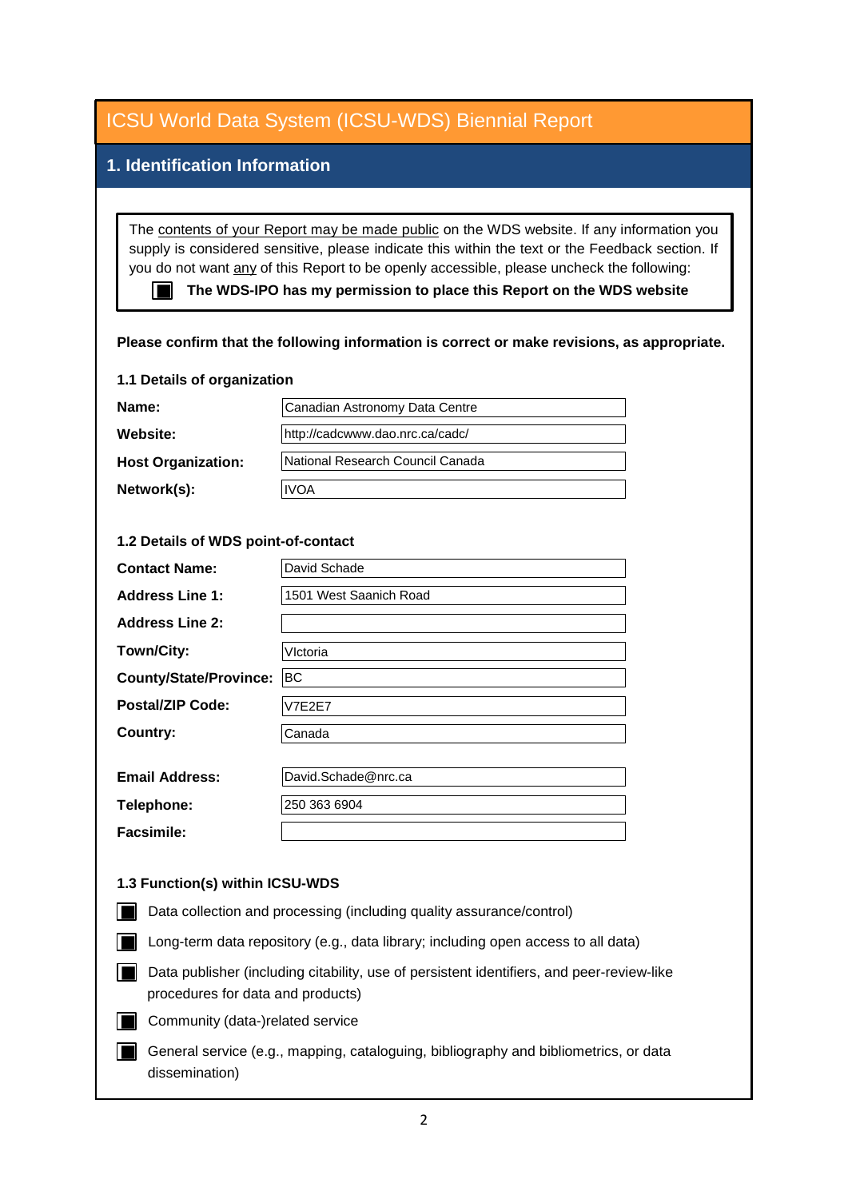# ICSU World Data System (ICSU-WDS) Biennial Report

## 1. Identification Information

The contents of your Report may be made public on the WDS website. If any information you supply is considered sensitive, please indicate this within the text or the Feedback section. If you do not want any of this Report to be openly accessible, please uncheck the following:

- [x] **The WDS-IPO has my permission to place this Report on the WDS website**

**Please confirm that the following information is correct or make revisions, as appropriate.**

### 1.1 Details of organization

| | |
|---|---|
| **Name:** | Canadian Astronomy Data Centre |
| **Website:** | http://cadcwww.dao.nrc.ca/cadc/ |
| **Host Organization:** | National Research Council Canada |
| **Network(s):** | IVOA |

### 1.2 Details of WDS point-of-contact

| | |
|---|---|
| **Contact Name:** | David Schade |
| **Address Line 1:** | 1501 West Saanich Road |
| **Address Line 2:** | |
| **Town/City:** | VIctoria |
| **County/State/Province:** | BC |
| **Postal/ZIP Code:** | V7E2E7 |
| **Country:** | Canada |
| **Email Address:** | David.Schade@nrc.ca |
| **Telephone:** | 250 363 6904 |
| **Facsimile:** | |

### 1.3 Function(s) within ICSU-WDS

- [x] Data collection and processing (including quality assurance/control)
- [x] Long-term data repository (e.g., data library; including open access to all data)
- [x] Data publisher (including citability, use of persistent identifiers, and peer-review-like procedures for data and products)
- [x] Community (data-)related service
- [x] General service (e.g., mapping, cataloguing, bibliography and bibliometrics, or data dissemination)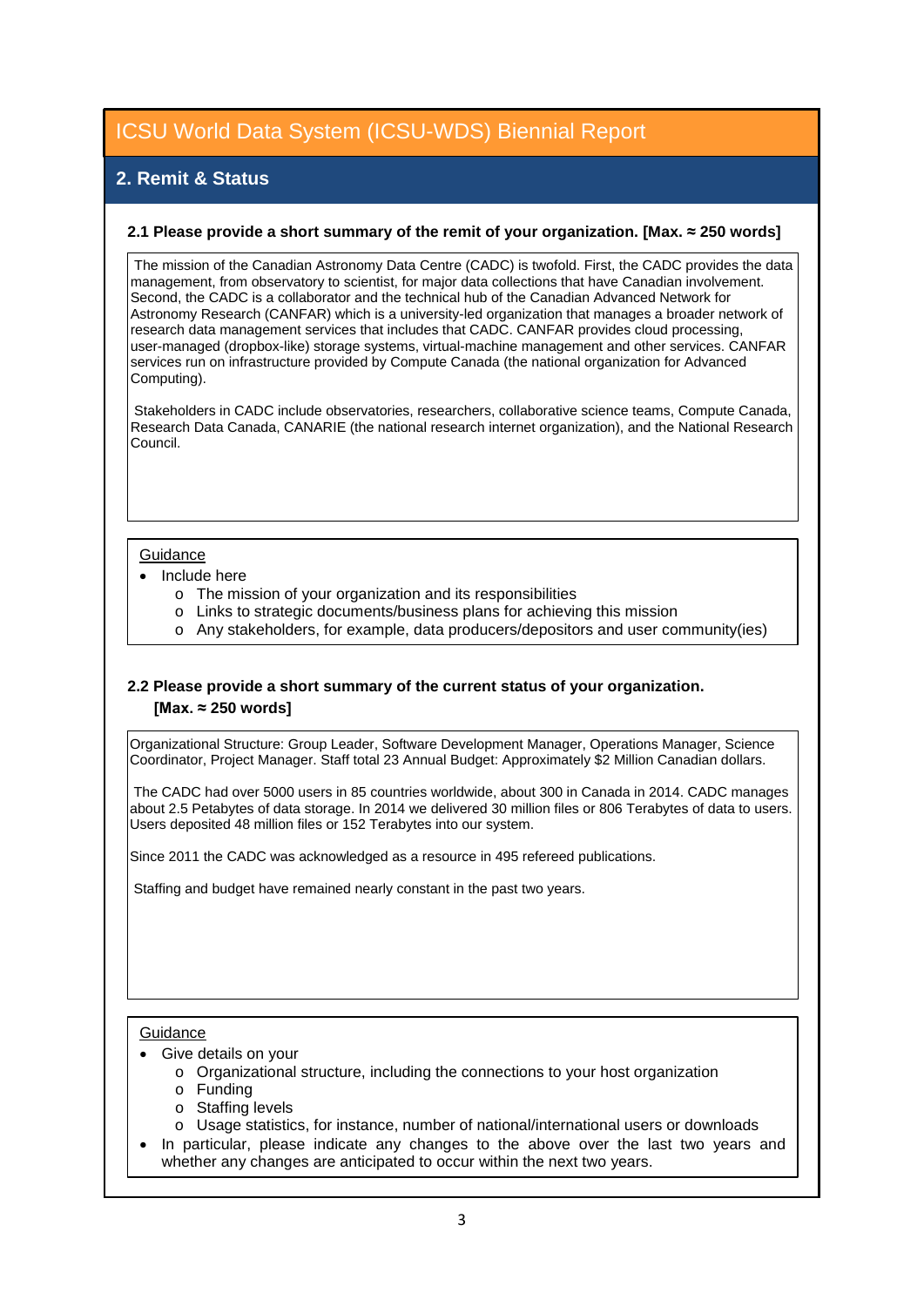# ICSU World Data System (ICSU-WDS) Biennial Report

## 2. Remit & Status

**2.1 Please provide a short summary of the remit of your organization. [Max. ≈ 250 words]**

The mission of the Canadian Astronomy Data Centre (CADC) is twofold. First, the CADC provides the data management, from observatory to scientist, for major data collections that have Canadian involvement. Second, the CADC is a collaborator and the technical hub of the Canadian Advanced Network for Astronomy Research (CANFAR) which is a university-led organization that manages a broader network of research data management services that includes that CADC. CANFAR provides cloud processing, user-managed (dropbox-like) storage systems, virtual-machine management and other services. CANFAR services run on infrastructure provided by Compute Canada (the national organization for Advanced Computing).

Stakeholders in CADC include observatories, researchers, collaborative science teams, Compute Canada, Research Data Canada, CANARIE (the national research internet organization), and the National Research Council.

Guidance

- Include here
  - The mission of your organization and its responsibilities
  - Links to strategic documents/business plans for achieving this mission
  - Any stakeholders, for example, data producers/depositors and user community(ies)

**2.2 Please provide a short summary of the current status of your organization. [Max. ≈ 250 words]**

Organizational Structure: Group Leader, Software Development Manager, Operations Manager, Science Coordinator, Project Manager. Staff total 23 Annual Budget: Approximately $2 Million Canadian dollars.

The CADC had over 5000 users in 85 countries worldwide, about 300 in Canada in 2014. CADC manages about 2.5 Petabytes of data storage. In 2014 we delivered 30 million files or 806 Terabytes of data to users. Users deposited 48 million files or 152 Terabytes into our system.

Since 2011 the CADC was acknowledged as a resource in 495 refereed publications.

Staffing and budget have remained nearly constant in the past two years.

Guidance

- Give details on your
  - Organizational structure, including the connections to your host organization
  - Funding
  - Staffing levels
  - Usage statistics, for instance, number of national/international users or downloads
- In particular, please indicate any changes to the above over the last two years and whether any changes are anticipated to occur within the next two years.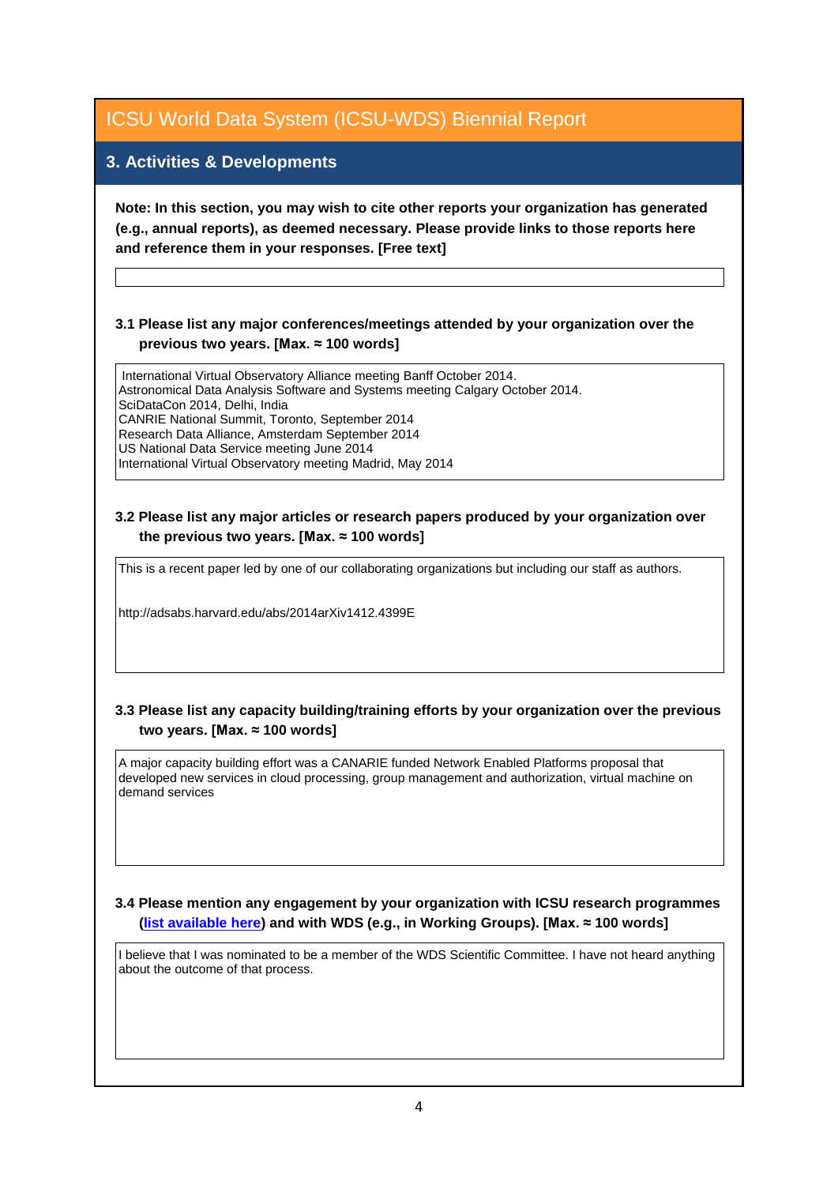# ICSU World Data System (ICSU-WDS) Biennial Report

## 3. Activities & Developments

**Note: In this section, you may wish to cite other reports your organization has generated (e.g., annual reports), as deemed necessary. Please provide links to those reports here and reference them in your responses. [Free text]**

**3.1 Please list any major conferences/meetings attended by your organization over the previous two years. [Max. ≈ 100 words]**

International Virtual Observatory Alliance meeting Banff October 2014.
Astronomical Data Analysis Software and Systems meeting Calgary October 2014.
SciDataCon 2014, Delhi, India
CANRIE National Summit, Toronto, September 2014
Research Data Alliance, Amsterdam September 2014
US National Data Service meeting June 2014
International Virtual Observatory meeting Madrid, May 2014

**3.2 Please list any major articles or research papers produced by your organization over the previous two years. [Max. ≈ 100 words]**

This is a recent paper led by one of our collaborating organizations but including our staff as authors.

http://adsabs.harvard.edu/abs/2014arXiv1412.4399E

**3.3 Please list any capacity building/training efforts by your organization over the previous two years. [Max. ≈ 100 words]**

A major capacity building effort was a CANARIE funded Network Enabled Platforms proposal that developed new services in cloud processing, group management and authorization, virtual machine on demand services

**3.4 Please mention any engagement by your organization with ICSU research programmes (list available here) and with WDS (e.g., in Working Groups). [Max. ≈ 100 words]**

I believe that I was nominated to be a member of the WDS Scientific Committee. I have not heard anything about the outcome of that process.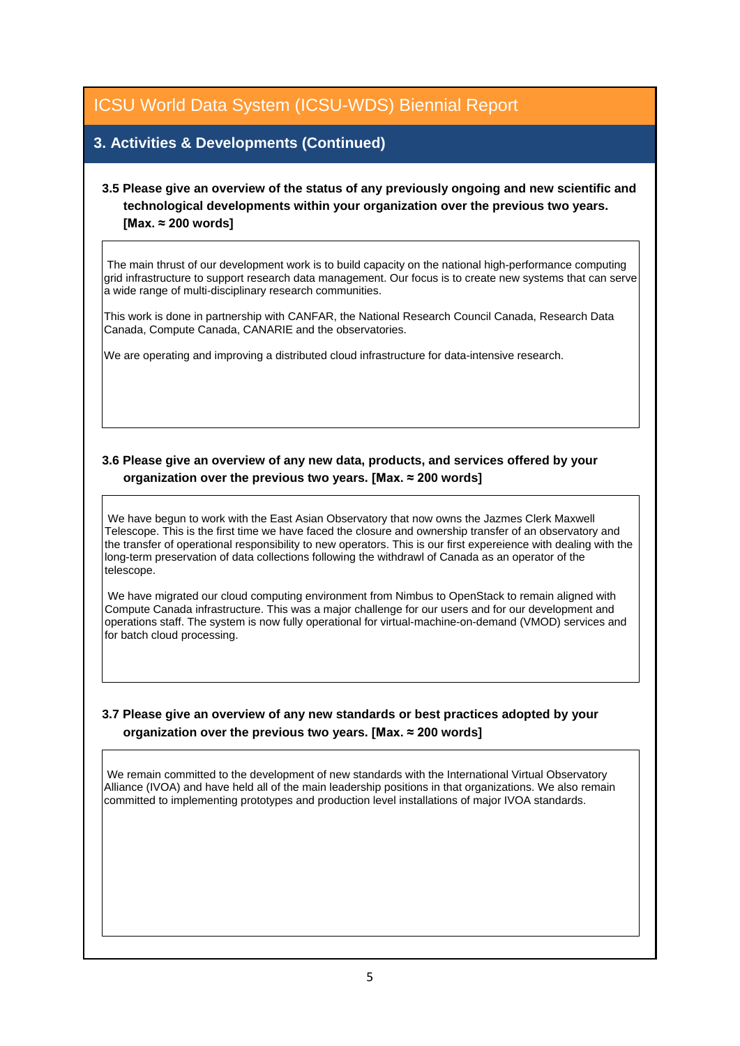## ICSU World Data System (ICSU-WDS) Biennial Report

### 3. Activities & Developments (Continued)

**3.5 Please give an overview of the status of any previously ongoing and new scientific and technological developments within your organization over the previous two years. [Max. ≈ 200 words]**

The main thrust of our development work is to build capacity on the national high-performance computing grid infrastructure to support research data management. Our focus is to create new systems that can serve a wide range of multi-disciplinary research communities.

This work is done in partnership with CANFAR, the National Research Council Canada, Research Data Canada, Compute Canada, CANARIE and the observatories.

We are operating and improving a distributed cloud infrastructure for data-intensive research.

**3.6 Please give an overview of any new data, products, and services offered by your organization over the previous two years. [Max. ≈ 200 words]**

We have begun to work with the East Asian Observatory that now owns the Jazmes Clerk Maxwell Telescope. This is the first time we have faced the closure and ownership transfer of an observatory and the transfer of operational responsibility to new operators. This is our first expereience with dealing with the long-term preservation of data collections following the withdrawl of Canada as an operator of the telescope.

We have migrated our cloud computing environment from Nimbus to OpenStack to remain aligned with Compute Canada infrastructure. This was a major challenge for our users and for our development and operations staff. The system is now fully operational for virtual-machine-on-demand (VMOD) services and for batch cloud processing.

**3.7 Please give an overview of any new standards or best practices adopted by your organization over the previous two years. [Max. ≈ 200 words]**

We remain committed to the development of new standards with the International Virtual Observatory Alliance (IVOA) and have held all of the main leadership positions in that organizations. We also remain committed to implementing prototypes and production level installations of major IVOA standards.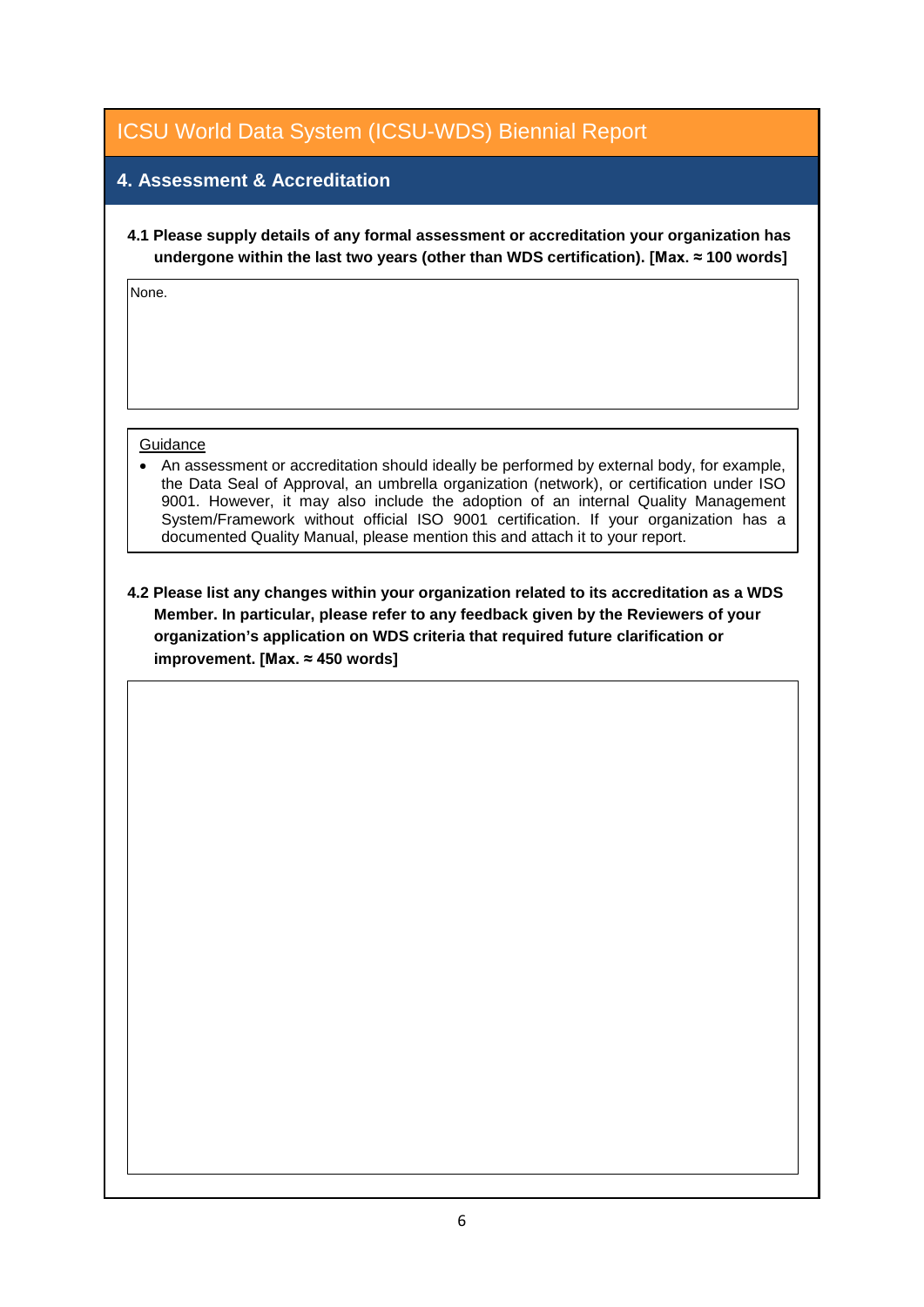# ICSU World Data System (ICSU-WDS) Biennial Report

## 4. Assessment & Accreditation

**4.1 Please supply details of any formal assessment or accreditation your organization has undergone within the last two years (other than WDS certification). [Max. ≈ 100 words]**

None.

Guidance

- An assessment or accreditation should ideally be performed by external body, for example, the Data Seal of Approval, an umbrella organization (network), or certification under ISO 9001. However, it may also include the adoption of an internal Quality Management System/Framework without official ISO 9001 certification. If your organization has a documented Quality Manual, please mention this and attach it to your report.

**4.2 Please list any changes within your organization related to its accreditation as a WDS Member. In particular, please refer to any feedback given by the Reviewers of your organization's application on WDS criteria that required future clarification or improvement. [Max. ≈ 450 words]**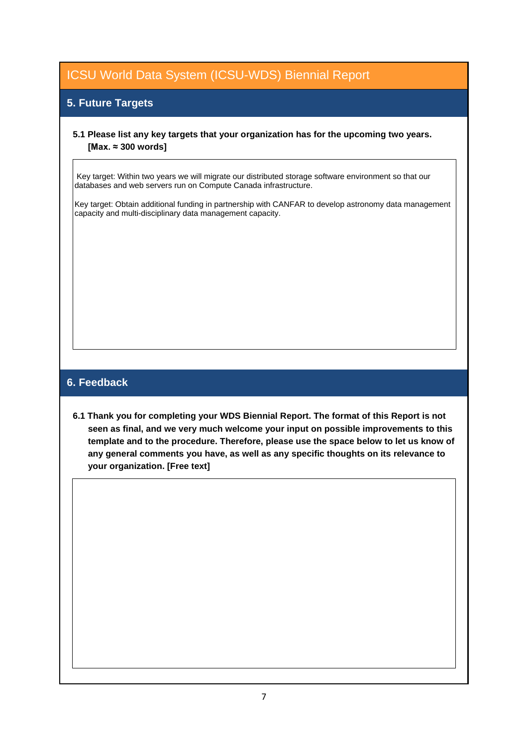# ICSU World Data System (ICSU-WDS) Biennial Report

## 5. Future Targets

**5.1 Please list any key targets that your organization has for the upcoming two years. [Max. ≈ 300 words]**

Key target: Within two years we will migrate our distributed storage software environment so that our databases and web servers run on Compute Canada infrastructure.

Key target: Obtain additional funding in partnership with CANFAR to develop astronomy data management capacity and multi-disciplinary data management capacity.

## 6. Feedback

**6.1 Thank you for completing your WDS Biennial Report. The format of this Report is not seen as final, and we very much welcome your input on possible improvements to this template and to the procedure. Therefore, please use the space below to let us know of any general comments you have, as well as any specific thoughts on its relevance to your organization. [Free text]**